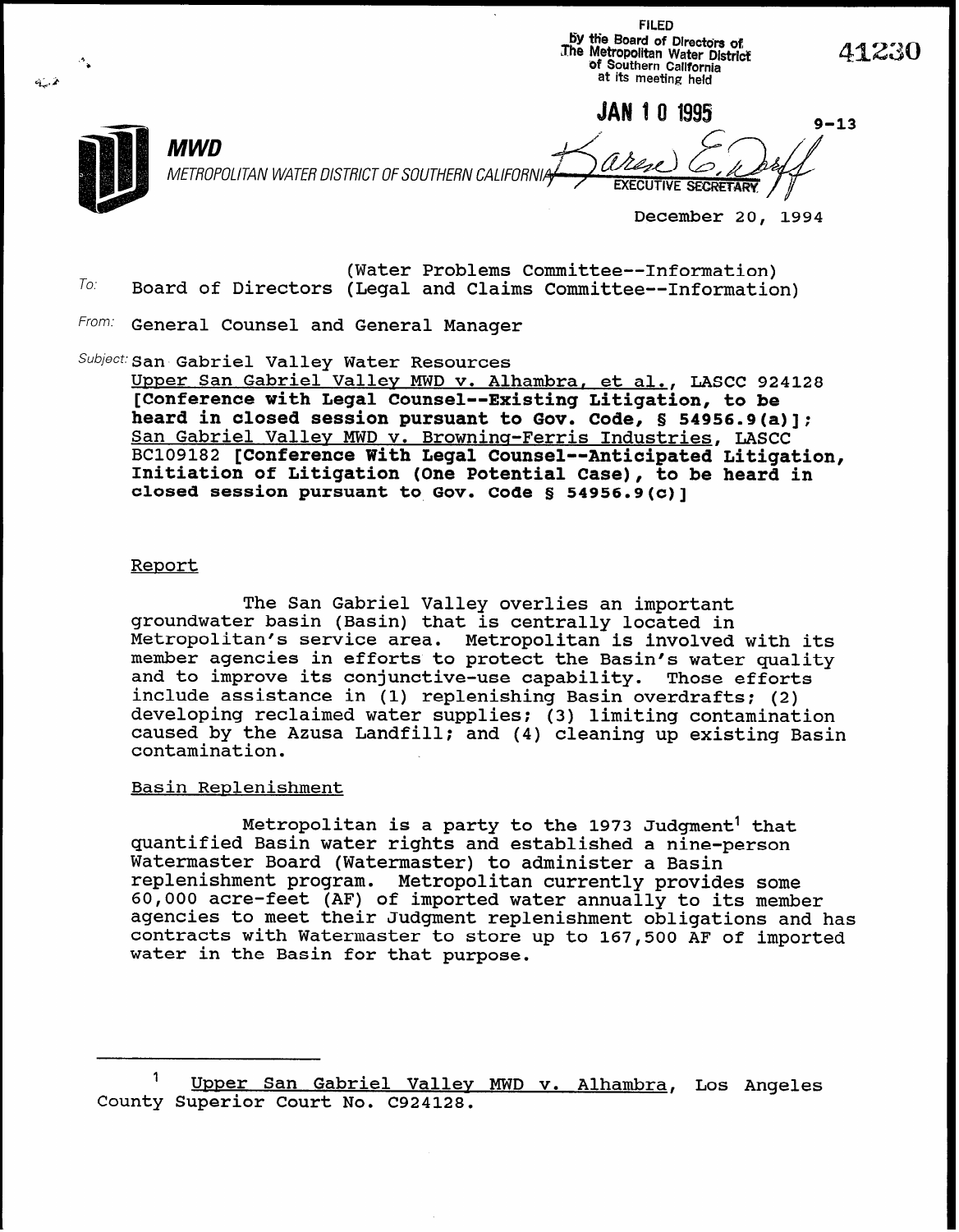FILED
by the Board of Directors of
The Metropolitan Water District
of Southern California
at its meeting held

**JAN 10 1995**

EXECUTIVE SECRETARY

41230

9-13

**MWD**
*METROPOLITAN WATER DISTRICT OF SOUTHERN CALIFORNIA*

December 20, 1994

To: Board of Directors (Water Problems Committee--Information)
(Legal and Claims Committee--Information)

From: General Counsel and General Manager

Subject: San Gabriel Valley Water Resources
Upper San Gabriel Valley MWD v. Alhambra, et al., LASCC 924128 **[Conference with Legal Counsel--Existing Litigation, to be heard in closed session pursuant to Gov. Code, § 54956.9(a)]**;
San Gabriel Valley MWD v. Browning-Ferris Industries, LASCC BC109182 **[Conference With Legal Counsel--Anticipated Litigation, Initiation of Litigation (One Potential Case), to be heard in closed session pursuant to Gov. Code § 54956.9(c)]**

## Report

The San Gabriel Valley overlies an important groundwater basin (Basin) that is centrally located in Metropolitan's service area. Metropolitan is involved with its member agencies in efforts to protect the Basin's water quality and to improve its conjunctive-use capability. Those efforts include assistance in (1) replenishing Basin overdrafts; (2) developing reclaimed water supplies; (3) limiting contamination caused by the Azusa Landfill; and (4) cleaning up existing Basin contamination.

### Basin Replenishment

Metropolitan is a party to the 1973 Judgment[1] that quantified Basin water rights and established a nine-person Watermaster Board (Watermaster) to administer a Basin replenishment program. Metropolitan currently provides some 60,000 acre-feet (AF) of imported water annually to its member agencies to meet their Judgment replenishment obligations and has contracts with Watermaster to store up to 167,500 AF of imported water in the Basin for that purpose.

---

[1] Upper San Gabriel Valley MWD v. Alhambra, Los Angeles County Superior Court No. C924128.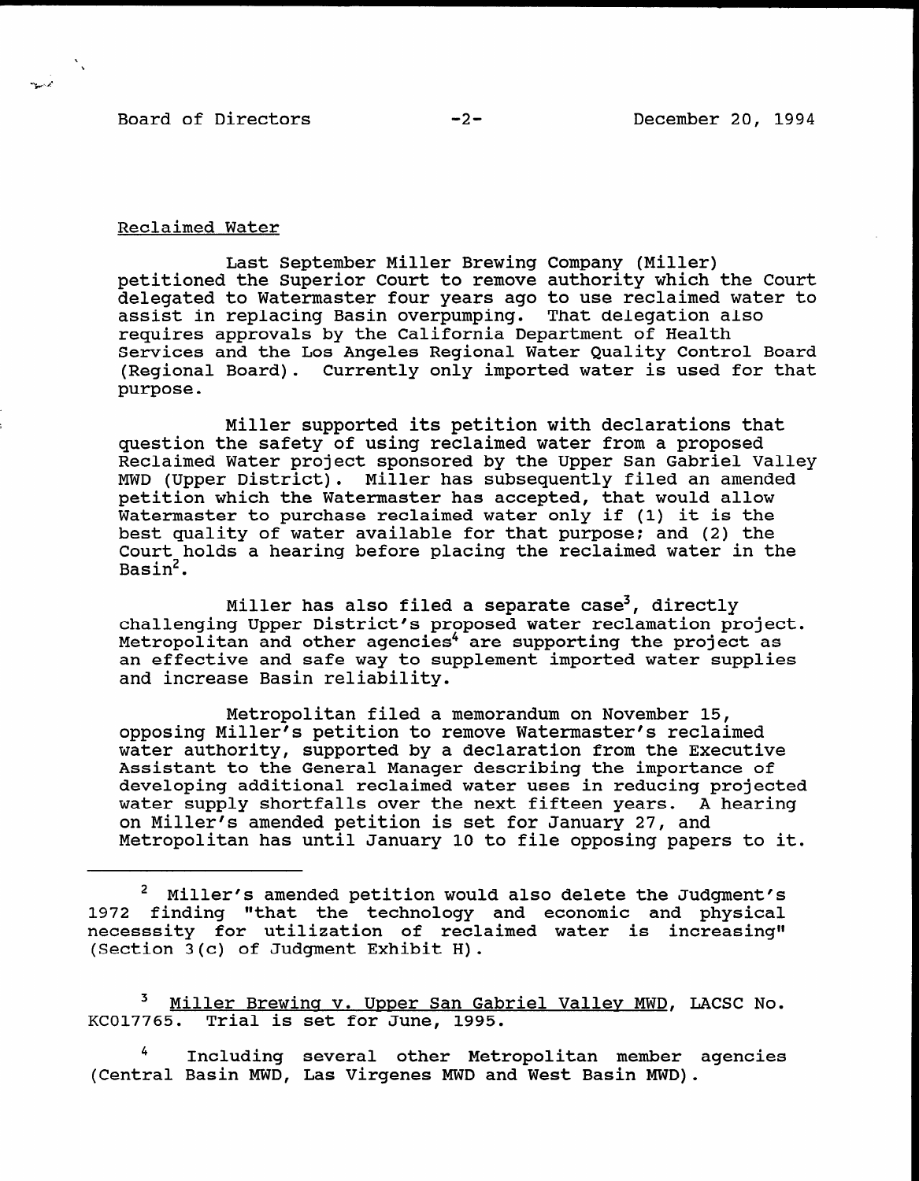Reclaimed Water

Last September Miller Brewing Company (Miller) petitioned the Superior Court to remove authority which the Court delegated to Watermaster four years ago to use reclaimed water to assist in replacing Basin overpumping. That delegation also requires approvals by the California Department of Health Services and the Los Angeles Regional Water Quality Control Board (Regional Board). Currently only imported water is used for that purpose.

Miller supported its petition with declarations that question the safety of using reclaimed water from a proposed Reclaimed Water project sponsored by the Upper San Gabriel Valley MWD (Upper District). Miller has subsequently filed an amended petition which the Watermaster has accepted, that would allow Watermaster to purchase reclaimed water only if (1) it is the best quality of water available for that purpose; and (2) the Court holds a hearing before placing the reclaimed water in the Basin[2].

Miller has also filed a separate case[3], directly challenging Upper District's proposed water reclamation project. Metropolitan and other agencies[4] are supporting the project as an effective and safe way to supplement imported water supplies and increase Basin reliability.

Metropolitan filed a memorandum on November 15, opposing Miller's petition to remove Watermaster's reclaimed water authority, supported by a declaration from the Executive Assistant to the General Manager describing the importance of developing additional reclaimed water uses in reducing projected water supply shortfalls over the next fifteen years. A hearing on Miller's amended petition is set for January 27, and Metropolitan has until January 10 to file opposing papers to it.

---

[2] Miller's amended petition would also delete the Judgment's 1972 finding "that the technology and economic and physical necessity for utilization of reclaimed water is increasing" (Section 3(c) of Judgment Exhibit H).

[3] Miller Brewing v. Upper San Gabriel Valley MWD, LACSC No. KC017765. Trial is set for June, 1995.

[4] Including several other Metropolitan member agencies (Central Basin MWD, Las Virgenes MWD and West Basin MWD).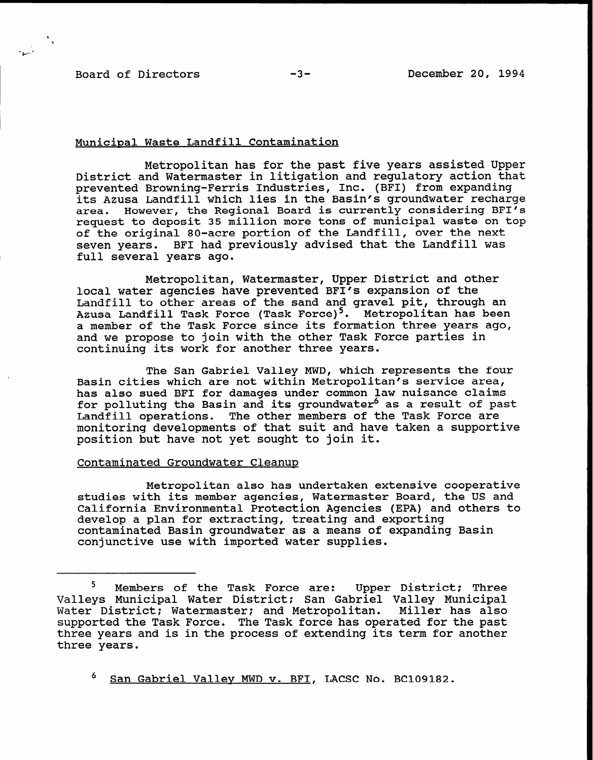## Municipal Waste Landfill Contamination

Metropolitan has for the past five years assisted Upper District and Watermaster in litigation and regulatory action that prevented Browning-Ferris Industries, Inc. (BFI) from expanding its Azusa Landfill which lies in the Basin's groundwater recharge area. However, the Regional Board is currently considering BFI's request to deposit 35 million more tons of municipal waste on top of the original 80-acre portion of the Landfill, over the next seven years. BFI had previously advised that the Landfill was full several years ago.

Metropolitan, Watermaster, Upper District and other local water agencies have prevented BFI's expansion of the Landfill to other areas of the sand and gravel pit, through an Azusa Landfill Task Force (Task Force)[5]. Metropolitan has been a member of the Task Force since its formation three years ago, and we propose to join with the other Task Force parties in continuing its work for another three years.

The San Gabriel Valley MWD, which represents the four Basin cities which are not within Metropolitan's service area, has also sued BFI for damages under common law nuisance claims for polluting the Basin and its groundwater[6] as a result of past Landfill operations. The other members of the Task Force are monitoring developments of that suit and have taken a supportive position but have not yet sought to join it.

## Contaminated Groundwater Cleanup

Metropolitan also has undertaken extensive cooperative studies with its member agencies, Watermaster Board, the US and California Environmental Protection Agencies (EPA) and others to develop a plan for extracting, treating and exporting contaminated Basin groundwater as a means of expanding Basin conjunctive use with imported water supplies.

---

[5] Members of the Task Force are: Upper District; Three Valleys Municipal Water District; San Gabriel Valley Municipal Water District; Watermaster; and Metropolitan. Miller has also supported the Task Force. The Task force has operated for the past three years and is in the process of extending its term for another three years.

[6] San Gabriel Valley MWD v. BFI, LACSC No. BC109182.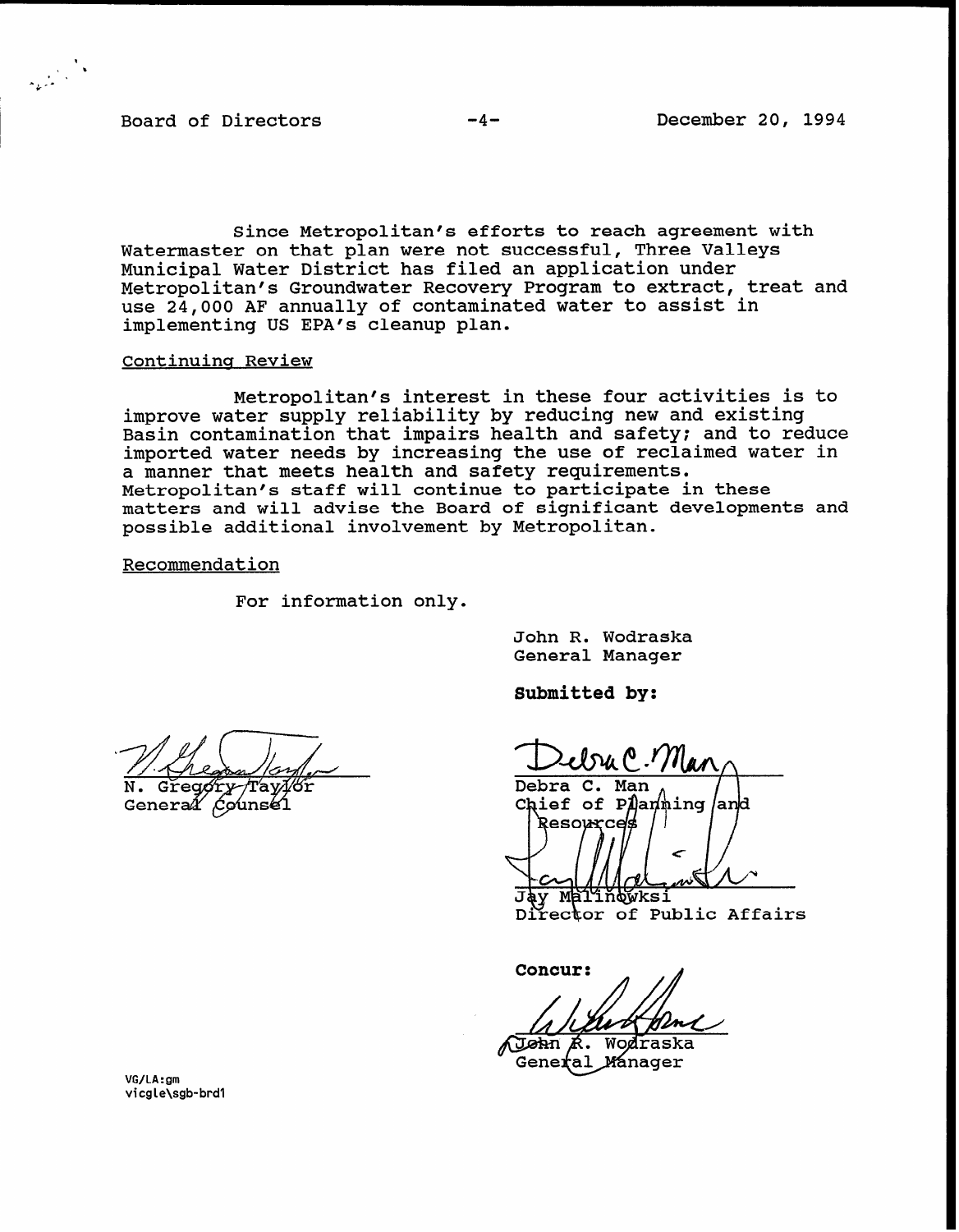Since Metropolitan's efforts to reach agreement with Watermaster on that plan were not successful, Three Valleys Municipal Water District has filed an application under Metropolitan's Groundwater Recovery Program to extract, treat and use 24,000 AF annually of contaminated water to assist in implementing US EPA's cleanup plan.

Continuing Review

Metropolitan's interest in these four activities is to improve water supply reliability by reducing new and existing Basin contamination that impairs health and safety; and to reduce imported water needs by increasing the use of reclaimed water in a manner that meets health and safety requirements. Metropolitan's staff will continue to participate in these matters and will advise the Board of significant developments and possible additional involvement by Metropolitan.

Recommendation

For information only.

John R. Wodraska
General Manager

**Submitted by:**

N. Gregory Taylor
General Counsel

Debra C. Man
Chief of Planning and Resources

Jay Malinowksi
Director of Public Affairs

**Concur:**

John R. Wodraska
General Manager

VG/LA:gm
vicgle\sgb-brd1